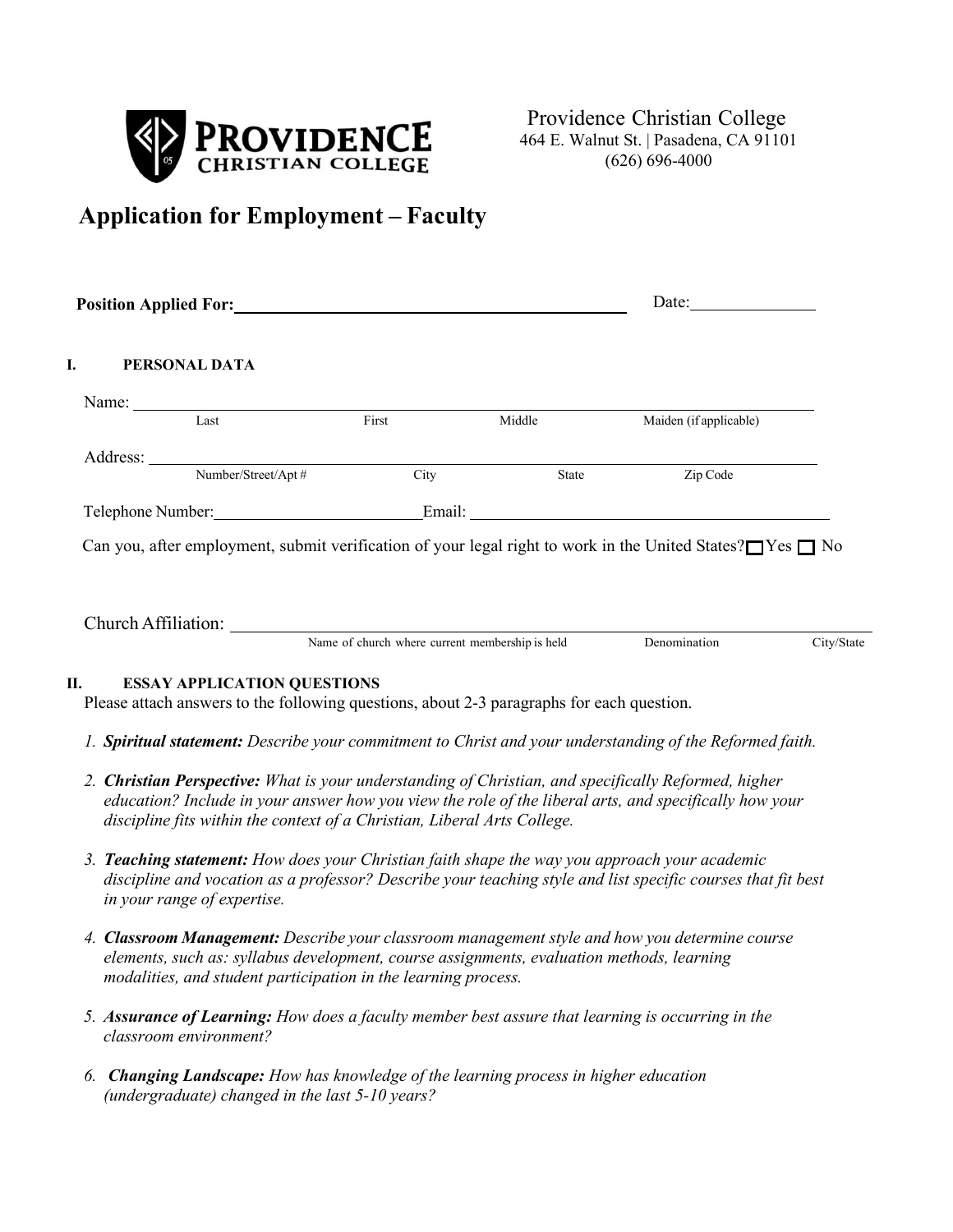**Providence Christian College**
464 E. Walnut St. | Pasadena, CA 91101
(626) 696-4000

# Application for Employment – Faculty

**Position Applied For:** ______________________________ Date: ______________

## I. PERSONAL DATA

Name: ____________________________________________________________
Last First Middle Maiden (if applicable)

Address: __________________________________________________________
Number/Street/Apt # City State Zip Code

Telephone Number: ____________________ Email: ______________________________

Can you, after employment, submit verification of your legal right to work in the United States? ☐ Yes ☐ No

Church Affiliation: _______________________________________________________
Name of church where current membership is held Denomination City/State

## II. ESSAY APPLICATION QUESTIONS

Please attach answers to the following questions, about 2-3 paragraphs for each question.

1. ***Spiritual statement:*** *Describe your commitment to Christ and your understanding of the Reformed faith.*
2. ***Christian Perspective:*** *What is your understanding of Christian, and specifically Reformed, higher education? Include in your answer how you view the role of the liberal arts, and specifically how your discipline fits within the context of a Christian, Liberal Arts College.*
3. ***Teaching statement:*** *How does your Christian faith shape the way you approach your academic discipline and vocation as a professor? Describe your teaching style and list specific courses that fit best in your range of expertise.*
4. ***Classroom Management:*** *Describe your classroom management style and how you determine course elements, such as: syllabus development, course assignments, evaluation methods, learning modalities, and student participation in the learning process.*
5. ***Assurance of Learning:*** *How does a faculty member best assure that learning is occurring in the classroom environment?*
6. ***Changing Landscape:*** *How has knowledge of the learning process in higher education (undergraduate) changed in the last 5-10 years?*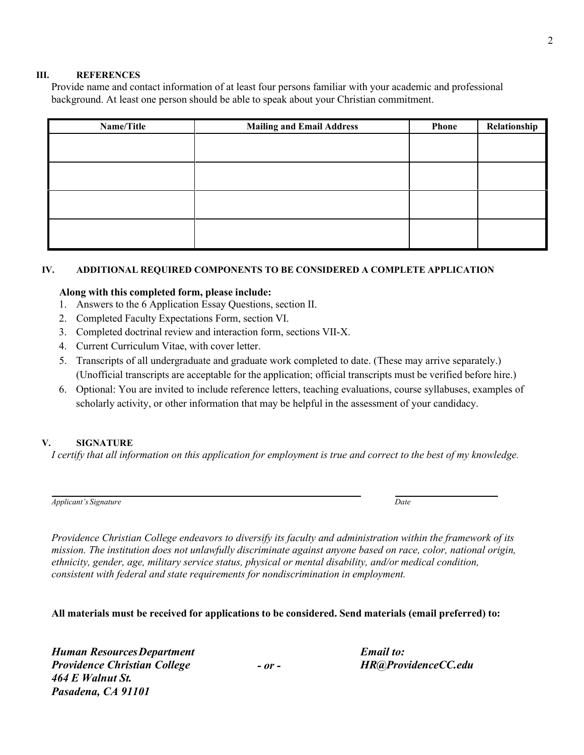## III. REFERENCES

Provide name and contact information of at least four persons familiar with your academic and professional background. At least one person should be able to speak about your Christian commitment.

| Name/Title | Mailing and Email Address | Phone | Relationship |
|---|---|---|---|
| | | | |
| | | | |
| | | | |
| | | | |

## IV. ADDITIONAL REQUIRED COMPONENTS TO BE CONSIDERED A COMPLETE APPLICATION

**Along with this completed form, please include:**

1. Answers to the 6 Application Essay Questions, section II.
2. Completed Faculty Expectations Form, section VI.
3. Completed doctrinal review and interaction form, sections VII-X.
4. Current Curriculum Vitae, with cover letter.
5. Transcripts of all undergraduate and graduate work completed to date. (These may arrive separately.) (Unofficial transcripts are acceptable for the application; official transcripts must be verified before hire.)
6. Optional: You are invited to include reference letters, teaching evaluations, course syllabuses, examples of scholarly activity, or other information that may be helpful in the assessment of your candidacy.

## V. SIGNATURE

*I certify that all information on this application for employment is true and correct to the best of my knowledge.*

______________________________________________ ____________________

*Applicant's Signature* *Date*

*Providence Christian College endeavors to diversify its faculty and administration within the framework of its mission. The institution does not unlawfully discriminate against anyone based on race, color, national origin, ethnicity, gender, age, military service status, physical or mental disability, and/or medical condition, consistent with federal and state requirements for nondiscrimination in employment.*

**All materials must be received for applications to be considered. Send materials (email preferred) to:**

***Human Resources Department***
***Providence Christian College***
***464 E Walnut St.***
***Pasadena, CA 91101***

***- or -***

***Email to:***
***HR@ProvidenceCC.edu***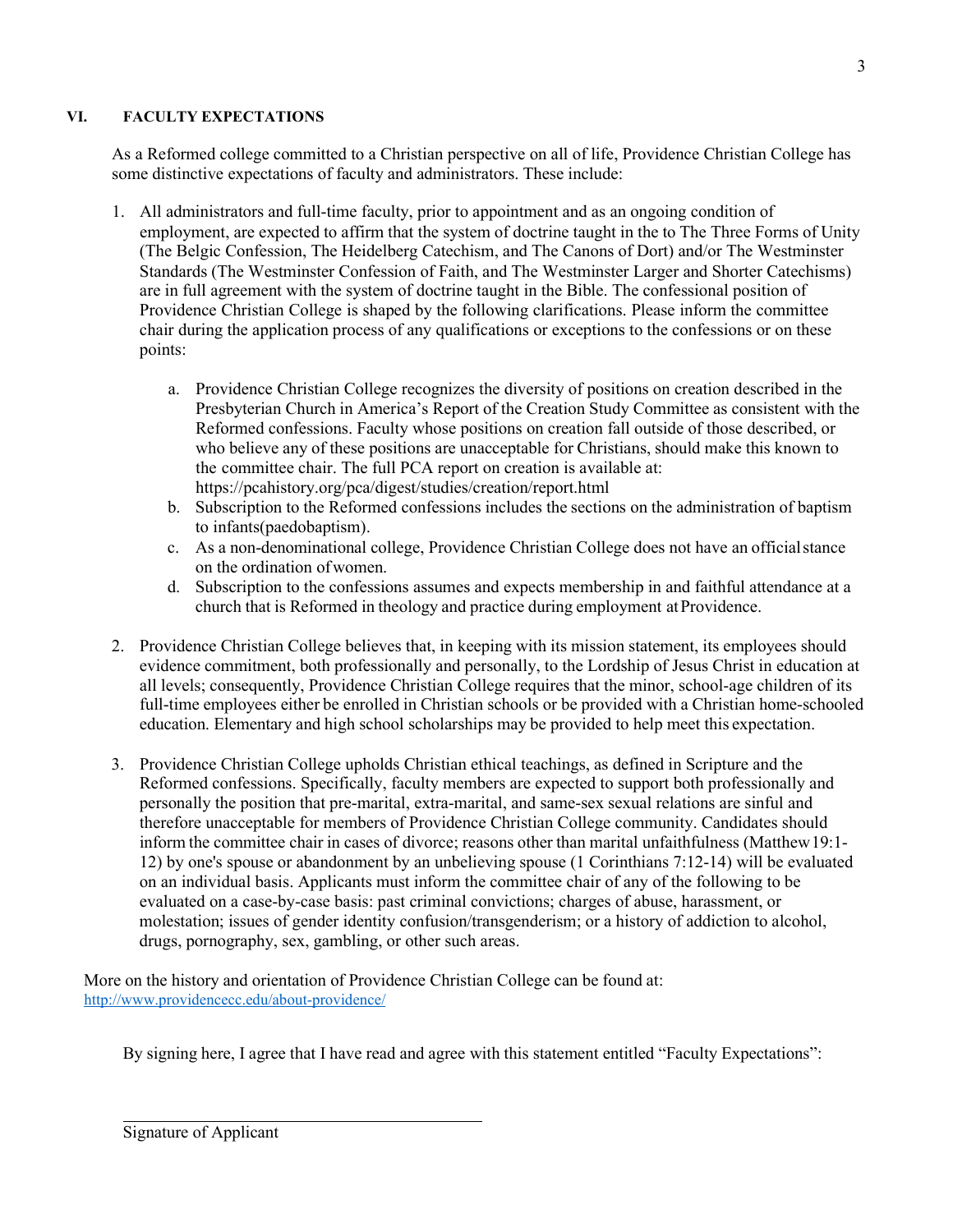## VI. FACULTY EXPECTATIONS

As a Reformed college committed to a Christian perspective on all of life, Providence Christian College has some distinctive expectations of faculty and administrators. These include:

1. All administrators and full-time faculty, prior to appointment and as an ongoing condition of employment, are expected to affirm that the system of doctrine taught in the to The Three Forms of Unity (The Belgic Confession, The Heidelberg Catechism, and The Canons of Dort) and/or The Westminster Standards (The Westminster Confession of Faith, and The Westminster Larger and Shorter Catechisms) are in full agreement with the system of doctrine taught in the Bible. The confessional position of Providence Christian College is shaped by the following clarifications. Please inform the committee chair during the application process of any qualifications or exceptions to the confessions or on these points:

    a. Providence Christian College recognizes the diversity of positions on creation described in the Presbyterian Church in America's Report of the Creation Study Committee as consistent with the Reformed confessions. Faculty whose positions on creation fall outside of those described, or who believe any of these positions are unacceptable for Christians, should make this known to the committee chair. The full PCA report on creation is available at: https://pcahistory.org/pca/digest/studies/creation/report.html
    b. Subscription to the Reformed confessions includes the sections on the administration of baptism to infants(paedobaptism).
    c. As a non-denominational college, Providence Christian College does not have an official stance on the ordination of women.
    d. Subscription to the confessions assumes and expects membership in and faithful attendance at a church that is Reformed in theology and practice during employment at Providence.

2. Providence Christian College believes that, in keeping with its mission statement, its employees should evidence commitment, both professionally and personally, to the Lordship of Jesus Christ in education at all levels; consequently, Providence Christian College requires that the minor, school-age children of its full-time employees either be enrolled in Christian schools or be provided with a Christian home-schooled education. Elementary and high school scholarships may be provided to help meet this expectation.

3. Providence Christian College upholds Christian ethical teachings, as defined in Scripture and the Reformed confessions. Specifically, faculty members are expected to support both professionally and personally the position that pre-marital, extra-marital, and same-sex sexual relations are sinful and therefore unacceptable for members of Providence Christian College community. Candidates should inform the committee chair in cases of divorce; reasons other than marital unfaithfulness (Matthew 19:1-12) by one's spouse or abandonment by an unbelieving spouse (1 Corinthians 7:12-14) will be evaluated on an individual basis. Applicants must inform the committee chair of any of the following to be evaluated on a case-by-case basis: past criminal convictions; charges of abuse, harassment, or molestation; issues of gender identity confusion/transgenderism; or a history of addiction to alcohol, drugs, pornography, sex, gambling, or other such areas.

More on the history and orientation of Providence Christian College can be found at: http://www.providencecc.edu/about-providence/

By signing here, I agree that I have read and agree with this statement entitled "Faculty Expectations":

\_\_\_\_\_\_\_\_\_\_\_\_\_\_\_\_\_\_\_\_\_\_\_\_\_\_\_\_\_\_\_\_\_\_\_\_

Signature of Applicant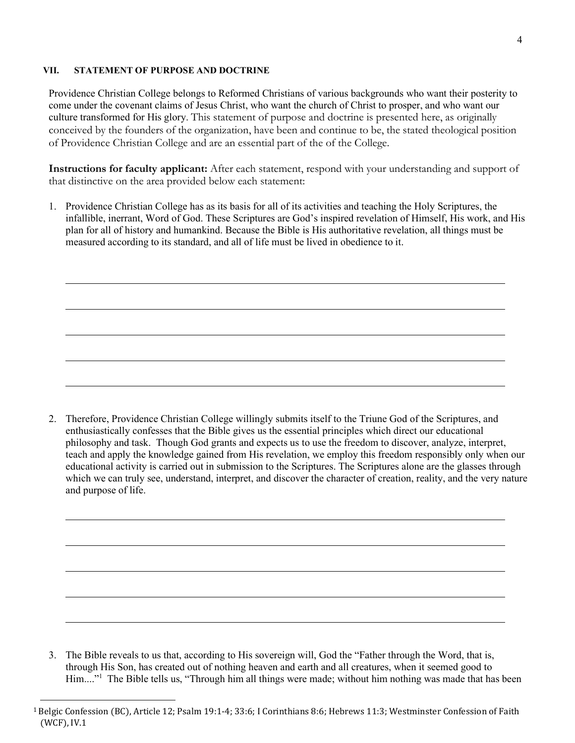## VII. STATEMENT OF PURPOSE AND DOCTRINE

Providence Christian College belongs to Reformed Christians of various backgrounds who want their posterity to come under the covenant claims of Jesus Christ, who want the church of Christ to prosper, and who want our culture transformed for His glory. This statement of purpose and doctrine is presented here, as originally conceived by the founders of the organization, have been and continue to be, the stated theological position of Providence Christian College and are an essential part of the of the College.

**Instructions for faculty applicant:** After each statement, respond with your understanding and support of that distinctive on the area provided below each statement:

1. Providence Christian College has as its basis for all of its activities and teaching the Holy Scriptures, the infallible, inerrant, Word of God. These Scriptures are God's inspired revelation of Himself, His work, and His plan for all of history and humankind. Because the Bible is His authoritative revelation, all things must be measured according to its standard, and all of life must be lived in obedience to it.

______________________________________________________________________________

______________________________________________________________________________

______________________________________________________________________________

______________________________________________________________________________

______________________________________________________________________________

2. Therefore, Providence Christian College willingly submits itself to the Triune God of the Scriptures, and enthusiastically confesses that the Bible gives us the essential principles which direct our educational philosophy and task. Though God grants and expects us to use the freedom to discover, analyze, interpret, teach and apply the knowledge gained from His revelation, we employ this freedom responsibly only when our educational activity is carried out in submission to the Scriptures. The Scriptures alone are the glasses through which we can truly see, understand, interpret, and discover the character of creation, reality, and the very nature and purpose of life.

______________________________________________________________________________

______________________________________________________________________________

______________________________________________________________________________

______________________________________________________________________________

______________________________________________________________________________

3. The Bible reveals to us that, according to His sovereign will, God the "Father through the Word, that is, through His Son, has created out of nothing heaven and earth and all creatures, when it seemed good to Him...."[1] The Bible tells us, "Through him all things were made; without him nothing was made that has been

[1] Belgic Confession (BC), Article 12; Psalm 19:1-4; 33:6; I Corinthians 8:6; Hebrews 11:3; Westminster Confession of Faith (WCF), IV.1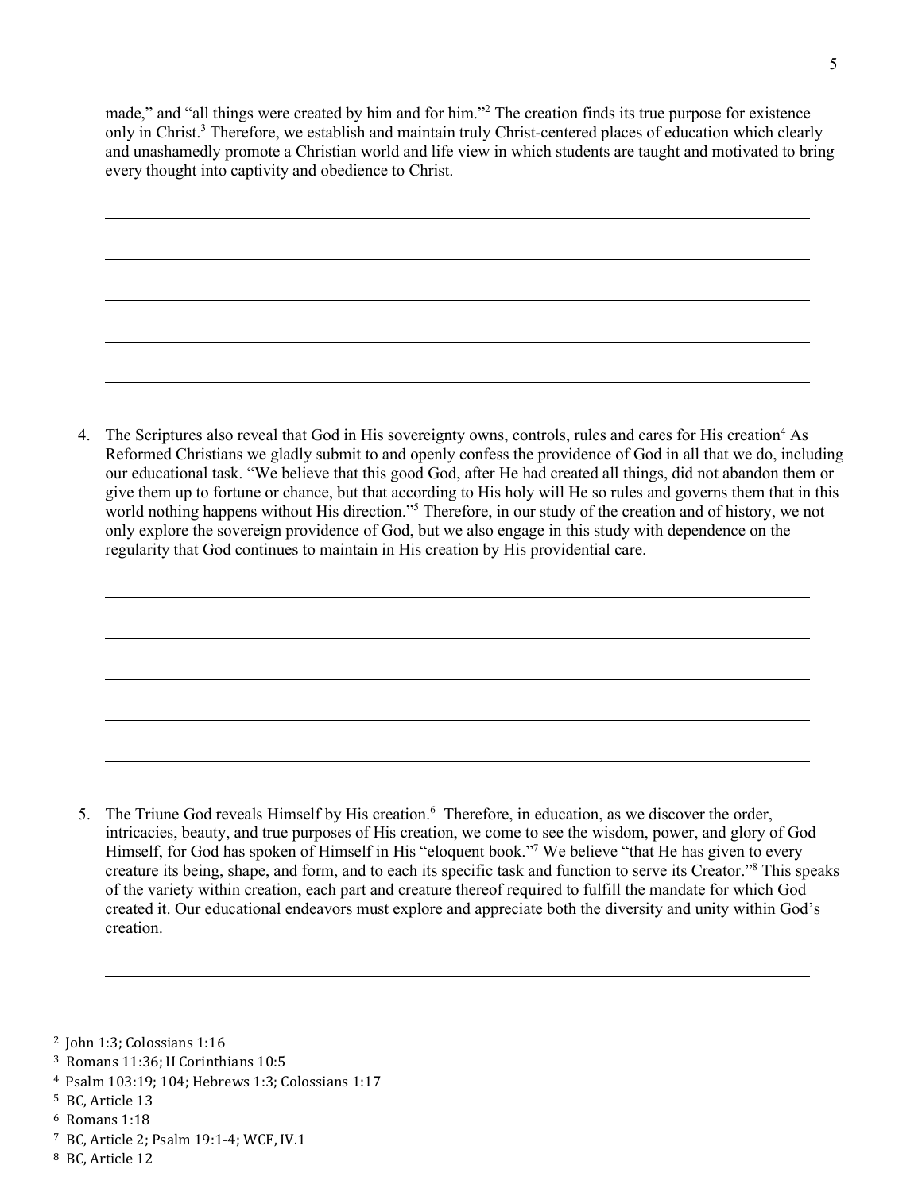made," and "all things were created by him and for him."[2] The creation finds its true purpose for existence only in Christ.[3] Therefore, we establish and maintain truly Christ-centered places of education which clearly and unashamedly promote a Christian world and life view in which students are taught and motivated to bring every thought into captivity and obedience to Christ.

4. The Scriptures also reveal that God in His sovereignty owns, controls, rules and cares for His creation[4] As Reformed Christians we gladly submit to and openly confess the providence of God in all that we do, including our educational task. "We believe that this good God, after He had created all things, did not abandon them or give them up to fortune or chance, but that according to His holy will He so rules and governs them that in this world nothing happens without His direction."[5] Therefore, in our study of the creation and of history, we not only explore the sovereign providence of God, but we also engage in this study with dependence on the regularity that God continues to maintain in His creation by His providential care.

5. The Triune God reveals Himself by His creation.[6] Therefore, in education, as we discover the order, intricacies, beauty, and true purposes of His creation, we come to see the wisdom, power, and glory of God Himself, for God has spoken of Himself in His "eloquent book."[7] We believe "that He has given to every creature its being, shape, and form, and to each its specific task and function to serve its Creator."[8] This speaks of the variety within creation, each part and creature thereof required to fulfill the mandate for which God created it. Our educational endeavors must explore and appreciate both the diversity and unity within God's creation.

---

[2] John 1:3; Colossians 1:16

[3] Romans 11:36; II Corinthians 10:5

[4] Psalm 103:19; 104; Hebrews 1:3; Colossians 1:17

[5] BC, Article 13

[6] Romans 1:18

[7] BC, Article 2; Psalm 19:1-4; WCF, IV.1

[8] BC, Article 12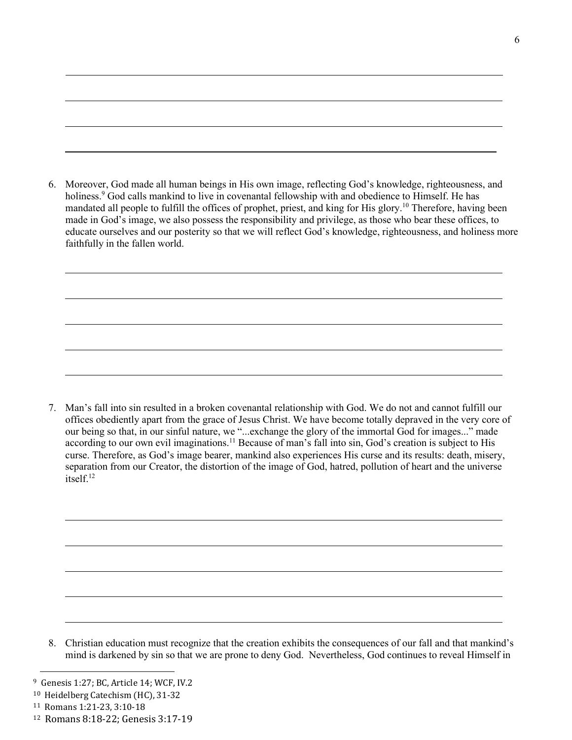6. Moreover, God made all human beings in His own image, reflecting God's knowledge, righteousness, and holiness.[9] God calls mankind to live in covenantal fellowship with and obedience to Himself. He has mandated all people to fulfill the offices of prophet, priest, and king for His glory.[10] Therefore, having been made in God's image, we also possess the responsibility and privilege, as those who bear these offices, to educate ourselves and our posterity so that we will reflect God's knowledge, righteousness, and holiness more faithfully in the fallen world.

7. Man's fall into sin resulted in a broken covenantal relationship with God. We do not and cannot fulfill our offices obediently apart from the grace of Jesus Christ. We have become totally depraved in the very core of our being so that, in our sinful nature, we "...exchange the glory of the immortal God for images..." made according to our own evil imaginations.[11] Because of man's fall into sin, God's creation is subject to His curse. Therefore, as God's image bearer, mankind also experiences His curse and its results: death, misery, separation from our Creator, the distortion of the image of God, hatred, pollution of heart and the universe itself.[12]

8. Christian education must recognize that the creation exhibits the consequences of our fall and that mankind's mind is darkened by sin so that we are prone to deny God. Nevertheless, God continues to reveal Himself in

---

[9] Genesis 1:27; BC, Article 14; WCF, IV.2

[10] Heidelberg Catechism (HC), 31-32

[11] Romans 1:21-23, 3:10-18

[12] Romans 8:18-22; Genesis 3:17-19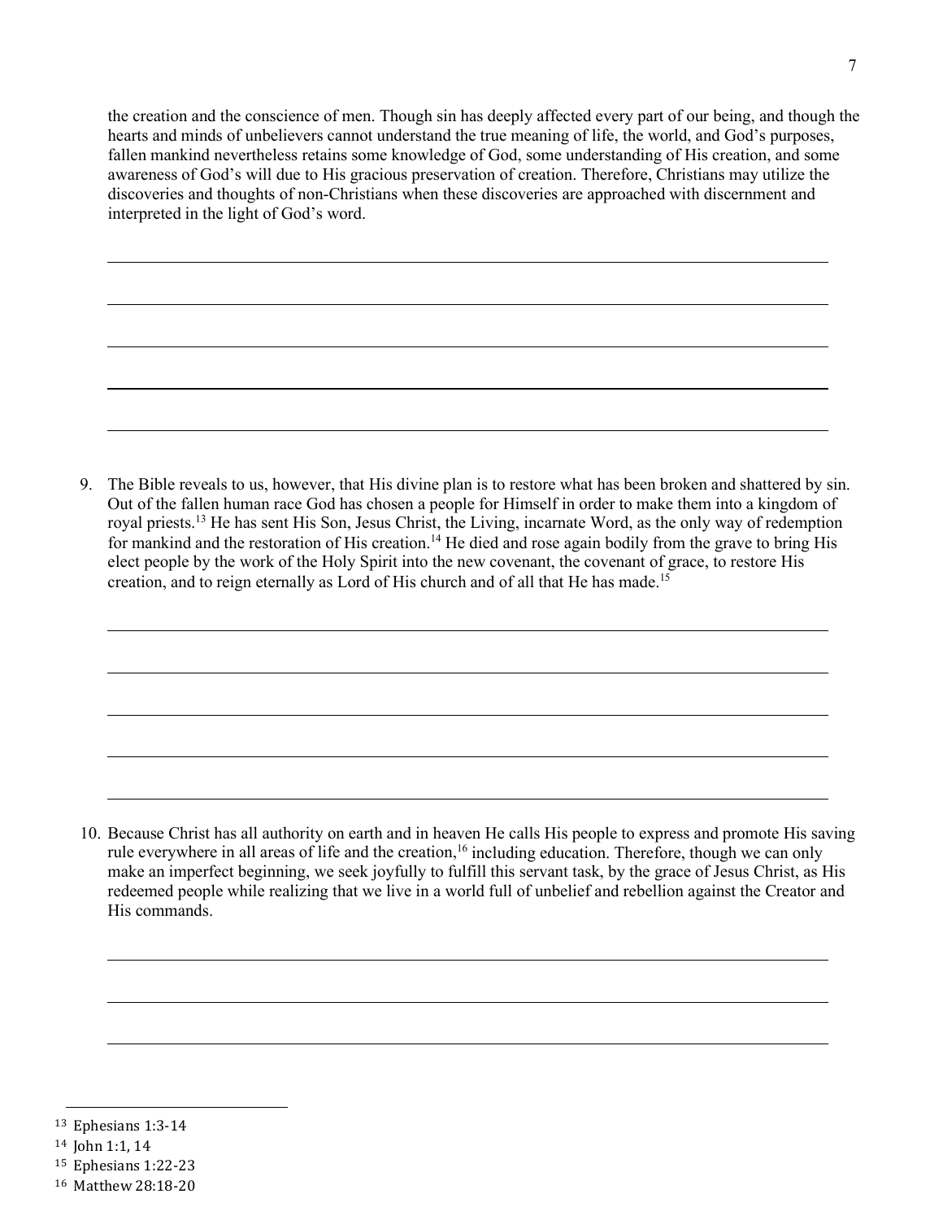the creation and the conscience of men. Though sin has deeply affected every part of our being, and though the hearts and minds of unbelievers cannot understand the true meaning of life, the world, and God's purposes, fallen mankind nevertheless retains some knowledge of God, some understanding of His creation, and some awareness of God's will due to His gracious preservation of creation. Therefore, Christians may utilize the discoveries and thoughts of non-Christians when these discoveries are approached with discernment and interpreted in the light of God's word.

9. The Bible reveals to us, however, that His divine plan is to restore what has been broken and shattered by sin. Out of the fallen human race God has chosen a people for Himself in order to make them into a kingdom of royal priests.[13] He has sent His Son, Jesus Christ, the Living, incarnate Word, as the only way of redemption for mankind and the restoration of His creation.[14] He died and rose again bodily from the grave to bring His elect people by the work of the Holy Spirit into the new covenant, the covenant of grace, to restore His creation, and to reign eternally as Lord of His church and of all that He has made.[15]

10. Because Christ has all authority on earth and in heaven He calls His people to express and promote His saving rule everywhere in all areas of life and the creation,[16] including education. Therefore, though we can only make an imperfect beginning, we seek joyfully to fulfill this servant task, by the grace of Jesus Christ, as His redeemed people while realizing that we live in a world full of unbelief and rebellion against the Creator and His commands.

---

[13] Ephesians 1:3-14

[14] John 1:1, 14

[15] Ephesians 1:22-23

[16] Matthew 28:18-20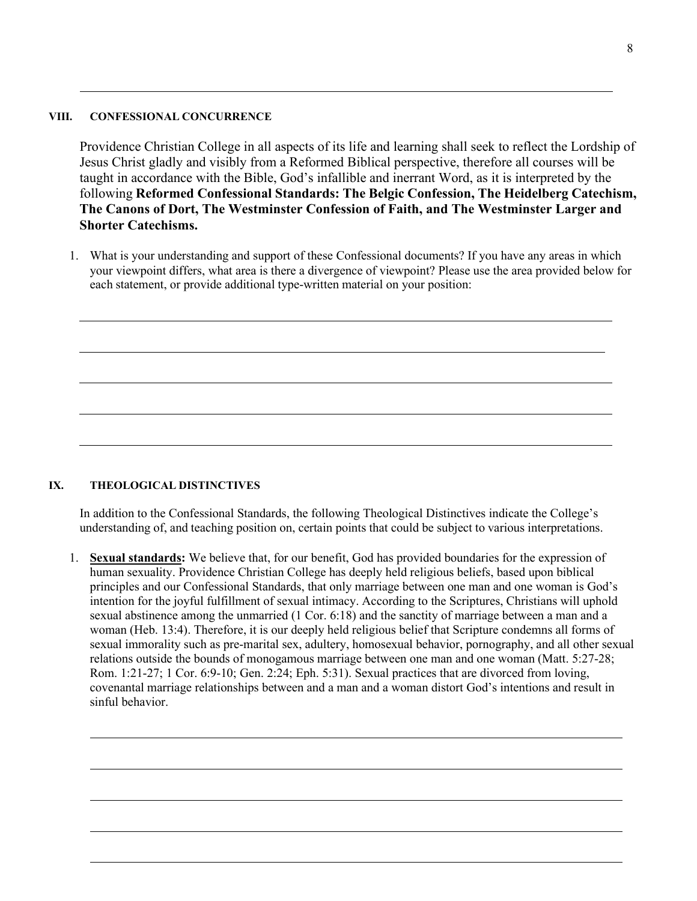## VIII. CONFESSIONAL CONCURRENCE

Providence Christian College in all aspects of its life and learning shall seek to reflect the Lordship of Jesus Christ gladly and visibly from a Reformed Biblical perspective, therefore all courses will be taught in accordance with the Bible, God's infallible and inerrant Word, as it is interpreted by the following **Reformed Confessional Standards: The Belgic Confession, The Heidelberg Catechism, The Canons of Dort, The Westminster Confession of Faith, and The Westminster Larger and Shorter Catechisms.**

1. What is your understanding and support of these Confessional documents? If you have any areas in which your viewpoint differs, what area is there a divergence of viewpoint? Please use the area provided below for each statement, or provide additional type-written material on your position:

## IX. THEOLOGICAL DISTINCTIVES

In addition to the Confessional Standards, the following Theological Distinctives indicate the College's understanding of, and teaching position on, certain points that could be subject to various interpretations.

1. **Sexual standards:** We believe that, for our benefit, God has provided boundaries for the expression of human sexuality. Providence Christian College has deeply held religious beliefs, based upon biblical principles and our Confessional Standards, that only marriage between one man and one woman is God's intention for the joyful fulfillment of sexual intimacy. According to the Scriptures, Christians will uphold sexual abstinence among the unmarried (1 Cor. 6:18) and the sanctity of marriage between a man and a woman (Heb. 13:4). Therefore, it is our deeply held religious belief that Scripture condemns all forms of sexual immorality such as pre-marital sex, adultery, homosexual behavior, pornography, and all other sexual relations outside the bounds of monogamous marriage between one man and one woman (Matt. 5:27-28; Rom. 1:21-27; 1 Cor. 6:9-10; Gen. 2:24; Eph. 5:31). Sexual practices that are divorced from loving, covenantal marriage relationships between and a man and a woman distort God's intentions and result in sinful behavior.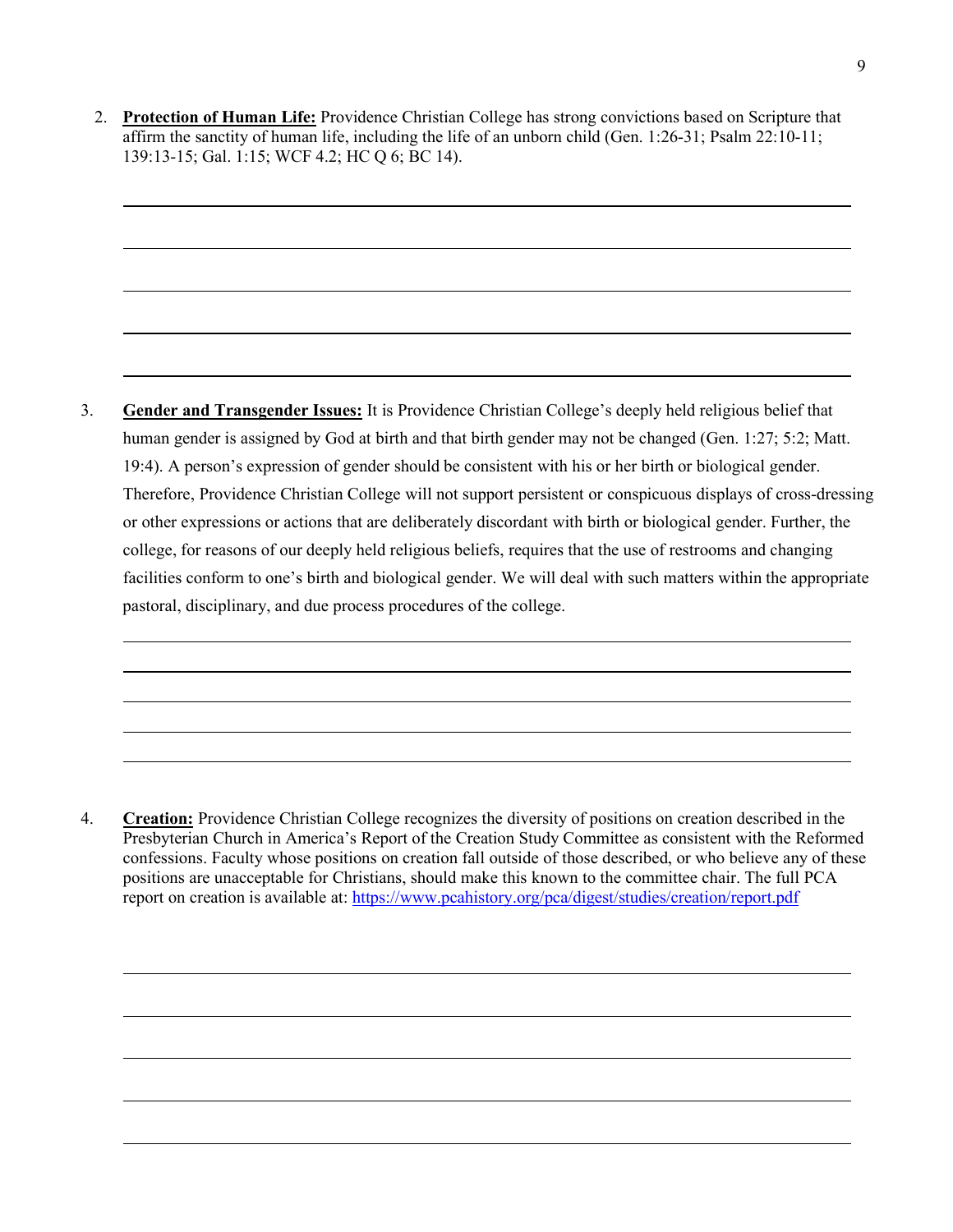2. **Protection of Human Life:** Providence Christian College has strong convictions based on Scripture that affirm the sanctity of human life, including the life of an unborn child (Gen. 1:26-31; Psalm 22:10-11; 139:13-15; Gal. 1:15; WCF 4.2; HC Q 6; BC 14).

3. **Gender and Transgender Issues:** It is Providence Christian College's deeply held religious belief that human gender is assigned by God at birth and that birth gender may not be changed (Gen. 1:27; 5:2; Matt. 19:4). A person's expression of gender should be consistent with his or her birth or biological gender. Therefore, Providence Christian College will not support persistent or conspicuous displays of cross-dressing or other expressions or actions that are deliberately discordant with birth or biological gender. Further, the college, for reasons of our deeply held religious beliefs, requires that the use of restrooms and changing facilities conform to one's birth and biological gender. We will deal with such matters within the appropriate pastoral, disciplinary, and due process procedures of the college.

4. **Creation:** Providence Christian College recognizes the diversity of positions on creation described in the Presbyterian Church in America's Report of the Creation Study Committee as consistent with the Reformed confessions. Faculty whose positions on creation fall outside of those described, or who believe any of these positions are unacceptable for Christians, should make this known to the committee chair. The full PCA report on creation is available at: https://www.pcahistory.org/pca/digest/studies/creation/report.pdf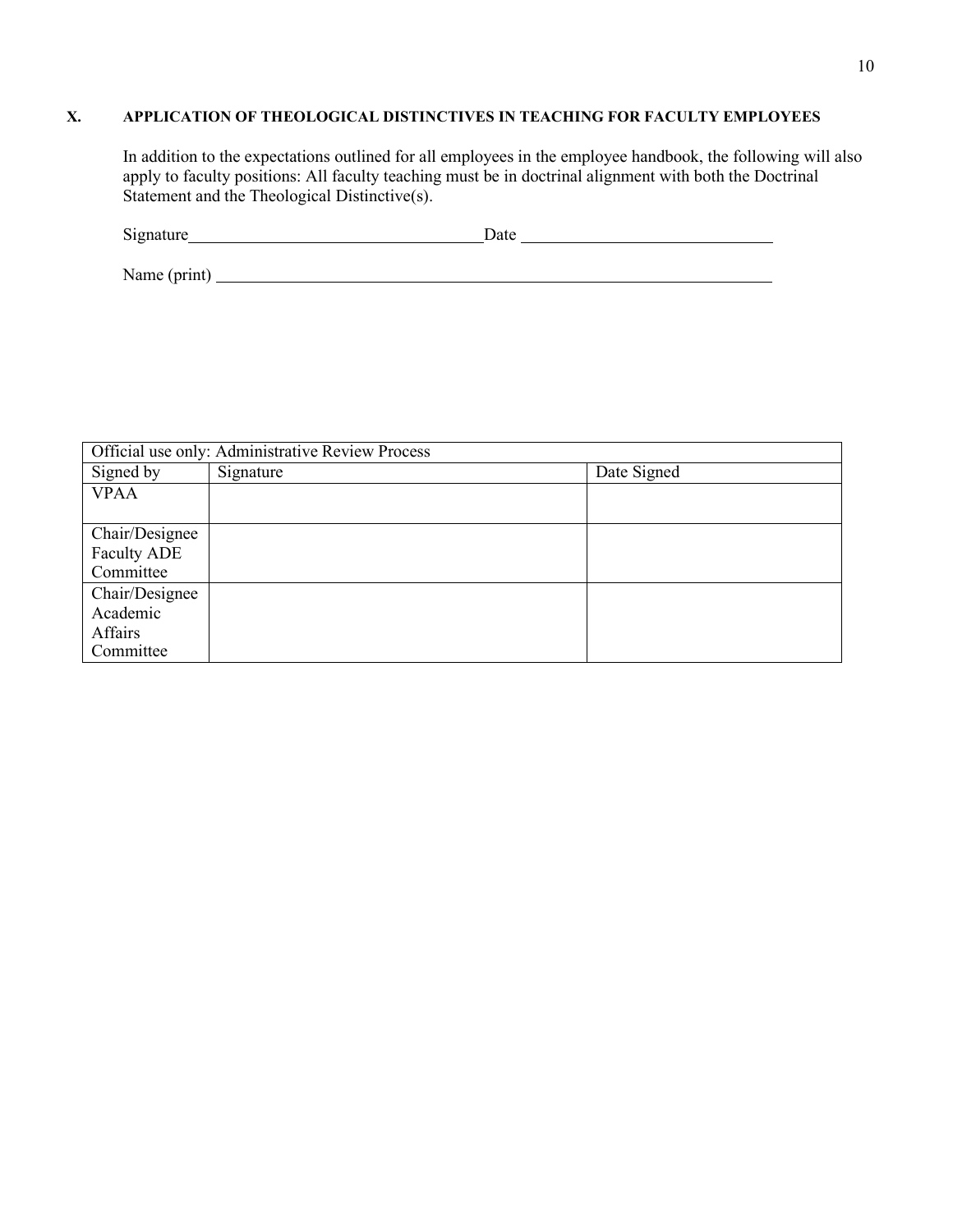## X. APPLICATION OF THEOLOGICAL DISTINCTIVES IN TEACHING FOR FACULTY EMPLOYEES

In addition to the expectations outlined for all employees in the employee handbook, the following will also apply to faculty positions: All faculty teaching must be in doctrinal alignment with both the Doctrinal Statement and the Theological Distinctive(s).

Signature\_\_\_\_\_\_\_\_\_\_\_\_\_\_\_\_\_\_\_\_\_\_\_\_\_\_\_\_\_\_\_\_\_\_\_\_Date \_\_\_\_\_\_\_\_\_\_\_\_\_\_\_\_\_\_\_\_\_\_\_\_\_\_\_\_\_\_\_

Name (print) \_\_\_\_\_\_\_\_\_\_\_\_\_\_\_\_\_\_\_\_\_\_\_\_\_\_\_\_\_\_\_\_\_\_\_\_\_\_\_\_\_\_\_\_\_\_\_\_\_\_\_\_\_\_\_\_\_\_\_\_\_\_\_\_\_\_

| Official use only: Administrative Review Process | | |
|---|---|---|
| Signed by | Signature | Date Signed |
| VPAA | | |
| Chair/Designee Faculty ADE Committee | | |
| Chair/Designee Academic Affairs Committee | | |